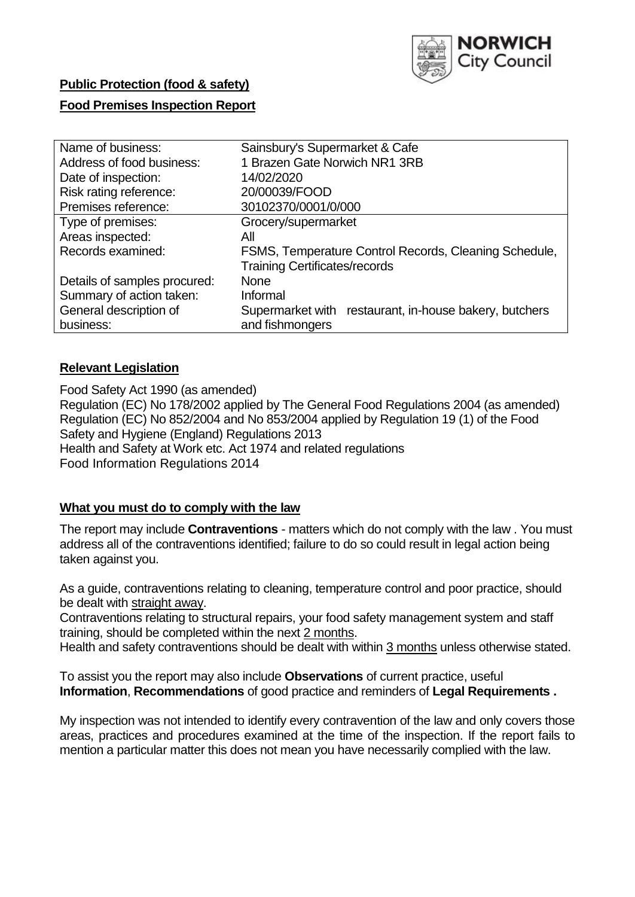NORWICH City Council

**Public Protection (food & safety)**

**Food Premises Inspection Report**

| Name of business: | Sainsbury's Supermarket & Cafe |
| --- | --- |
| Address of food business: | 1 Brazen Gate Norwich NR1 3RB |
| Date of inspection: | 14/02/2020 |
| Risk rating reference: | 20/00039/FOOD |
| Premises reference: | 30102370/0001/0/000 |
| Type of premises: | Grocery/supermarket |
| Areas inspected: | All |
| Records examined: | FSMS, Temperature Control Records, Cleaning Schedule, Training Certificates/records |
| Details of samples procured: | None |
| Summary of action taken: | Informal |
| General description of business: | Supermarket with restaurant, in-house bakery, butchers and fishmongers |

## Relevant Legislation

Food Safety Act 1990 (as amended)
Regulation (EC) No 178/2002 applied by The General Food Regulations 2004 (as amended)
Regulation (EC) No 852/2004 and No 853/2004 applied by Regulation 19 (1) of the Food Safety and Hygiene (England) Regulations 2013
Health and Safety at Work etc. Act 1974 and related regulations
Food Information Regulations 2014

## What you must do to comply with the law

The report may include **Contraventions** - matters which do not comply with the law . You must address all of the contraventions identified; failure to do so could result in legal action being taken against you.

As a guide, contraventions relating to cleaning, temperature control and poor practice, should be dealt with straight away.
Contraventions relating to structural repairs, your food safety management system and staff training, should be completed within the next 2 months.
Health and safety contraventions should be dealt with within 3 months unless otherwise stated.

To assist you the report may also include **Observations** of current practice, useful **Information**, **Recommendations** of good practice and reminders of **Legal Requirements .**

My inspection was not intended to identify every contravention of the law and only covers those areas, practices and procedures examined at the time of the inspection. If the report fails to mention a particular matter this does not mean you have necessarily complied with the law.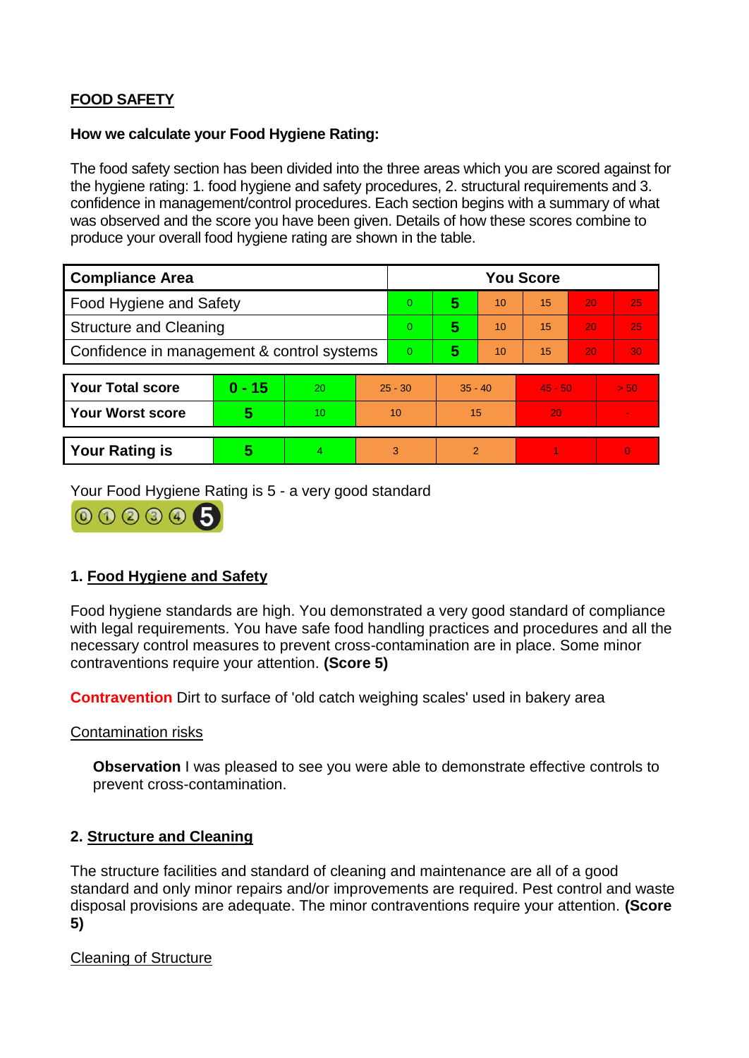## FOOD SAFETY

**How we calculate your Food Hygiene Rating:**

The food safety section has been divided into the three areas which you are scored against for the hygiene rating: 1. food hygiene and safety procedures, 2. structural requirements and 3. confidence in management/control procedures. Each section begins with a summary of what was observed and the score you have been given. Details of how these scores combine to produce your overall food hygiene rating are shown in the table.

| Compliance Area | You Score | | | | | |
|---|---|---|---|---|---|---|
| Food Hygiene and Safety | 0 | **5** | 10 | 15 | 20 | 25 |
| Structure and Cleaning | 0 | **5** | 10 | 15 | 20 | 25 |
| Confidence in management & control systems | 0 | **5** | 10 | 15 | 20 | 30 |

| | | | | | | |
|---|---|---|---|---|---|---|
| **Your Total score** | **0 - 15** | 20 | 25 - 30 | 35 - 40 | 45 - 50 | > 50 |
| **Your Worst score** | **5** | 10 | 10 | 15 | 20 | - |

| | | | | | | |
|---|---|---|---|---|---|---|
| **Your Rating is** | **5** | 4 | 3 | 2 | 1 | 0 |

Your Food Hygiene Rating is 5 - a very good standard

### 1. Food Hygiene and Safety

Food hygiene standards are high. You demonstrated a very good standard of compliance with legal requirements. You have safe food handling practices and procedures and all the necessary control measures to prevent cross-contamination are in place. Some minor contraventions require your attention. **(Score 5)**

**Contravention** Dirt to surface of 'old catch weighing scales' used in bakery area

Contamination risks

> **Observation** I was pleased to see you were able to demonstrate effective controls to prevent cross-contamination.

### 2. Structure and Cleaning

The structure facilities and standard of cleaning and maintenance are all of a good standard and only minor repairs and/or improvements are required. Pest control and waste disposal provisions are adequate. The minor contraventions require your attention. **(Score 5)**

Cleaning of Structure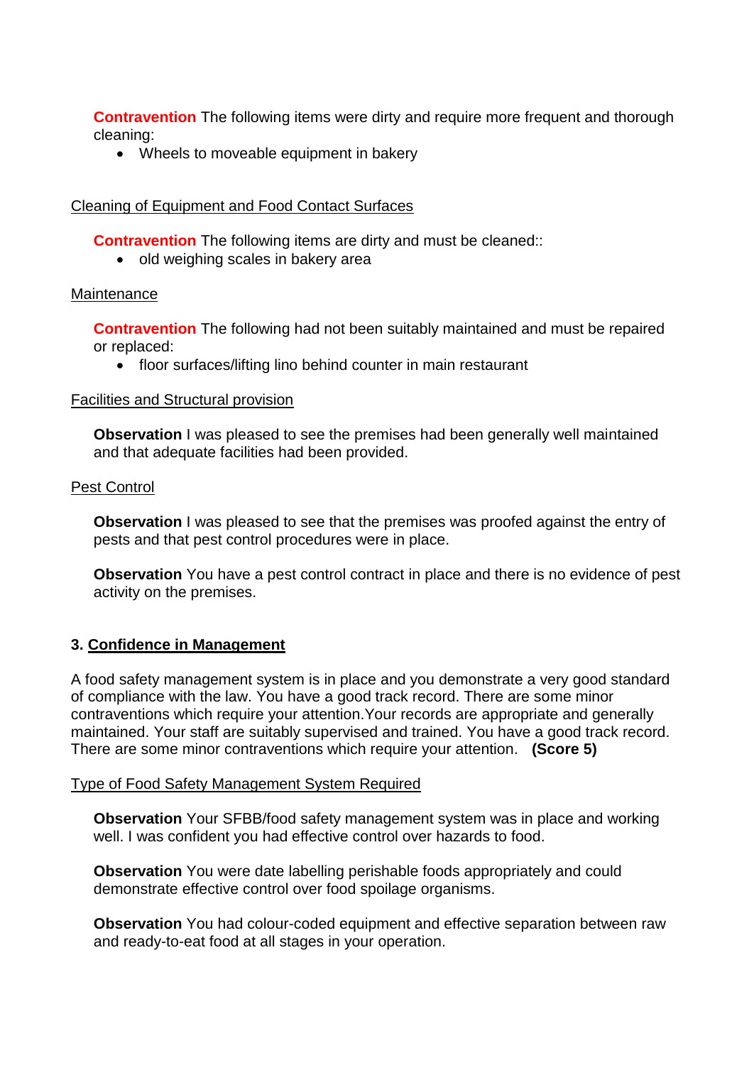**Contravention** The following items were dirty and require more frequent and thorough cleaning:

- Wheels to moveable equipment in bakery

Cleaning of Equipment and Food Contact Surfaces

**Contravention** The following items are dirty and must be cleaned::

- old weighing scales in bakery area

Maintenance

**Contravention** The following had not been suitably maintained and must be repaired or replaced:

- floor surfaces/lifting lino behind counter in main restaurant

Facilities and Structural provision

**Observation** I was pleased to see the premises had been generally well maintained and that adequate facilities had been provided.

Pest Control

**Observation** I was pleased to see that the premises was proofed against the entry of pests and that pest control procedures were in place.

**Observation** You have a pest control contract in place and there is no evidence of pest activity on the premises.

## 3. Confidence in Management

A food safety management system is in place and you demonstrate a very good standard of compliance with the law. You have a good track record. There are some minor contraventions which require your attention.Your records are appropriate and generally maintained. Your staff are suitably supervised and trained. You have a good track record. There are some minor contraventions which require your attention. **(Score 5)**

Type of Food Safety Management System Required

**Observation** Your SFBB/food safety management system was in place and working well. I was confident you had effective control over hazards to food.

**Observation** You were date labelling perishable foods appropriately and could demonstrate effective control over food spoilage organisms.

**Observation** You had colour-coded equipment and effective separation between raw and ready-to-eat food at all stages in your operation.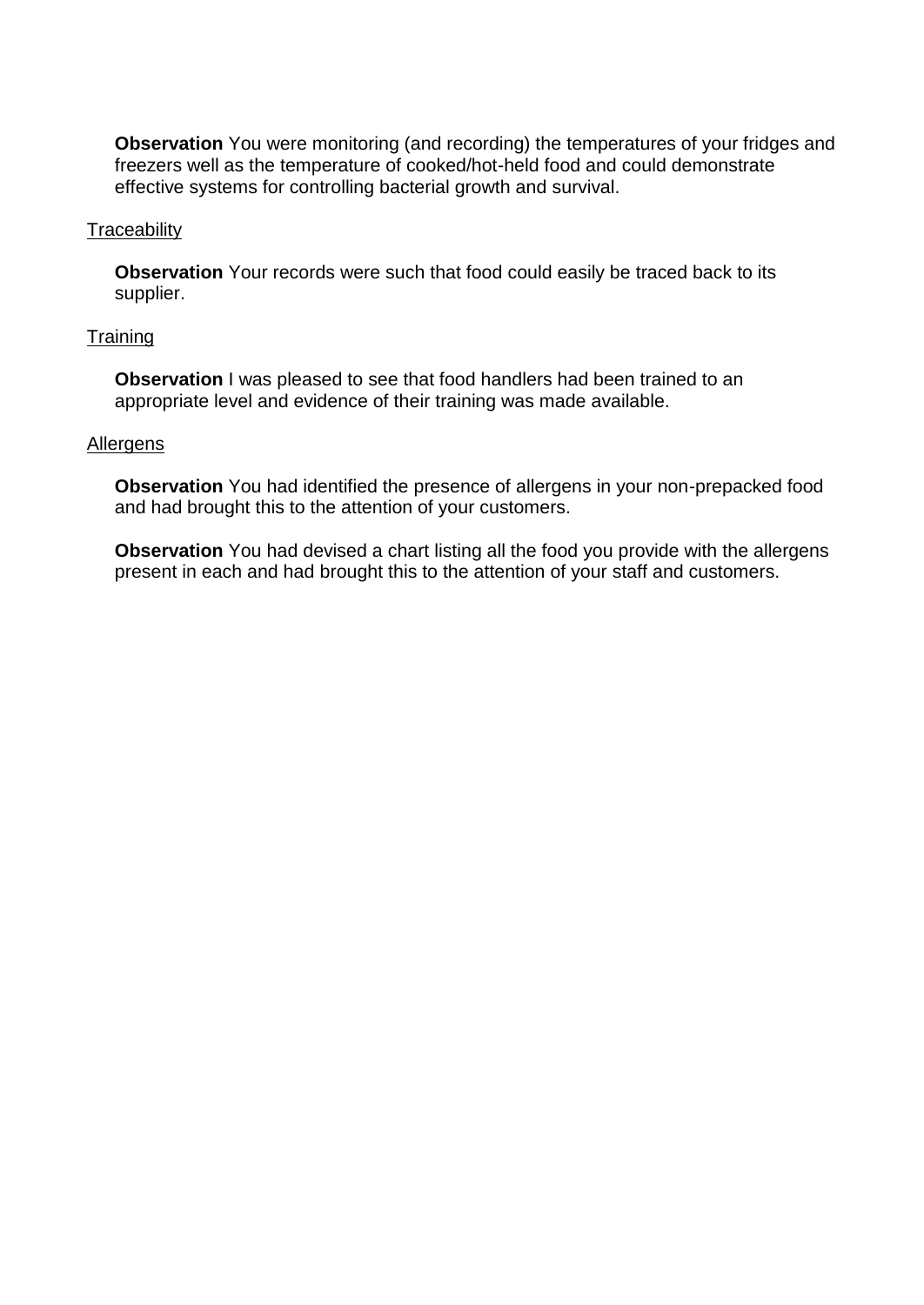**Observation** You were monitoring (and recording) the temperatures of your fridges and freezers well as the temperature of cooked/hot-held food and could demonstrate effective systems for controlling bacterial growth and survival.

Traceability

**Observation** Your records were such that food could easily be traced back to its supplier.

Training

**Observation** I was pleased to see that food handlers had been trained to an appropriate level and evidence of their training was made available.

Allergens

**Observation** You had identified the presence of allergens in your non-prepacked food and had brought this to the attention of your customers.

**Observation** You had devised a chart listing all the food you provide with the allergens present in each and had brought this to the attention of your staff and customers.